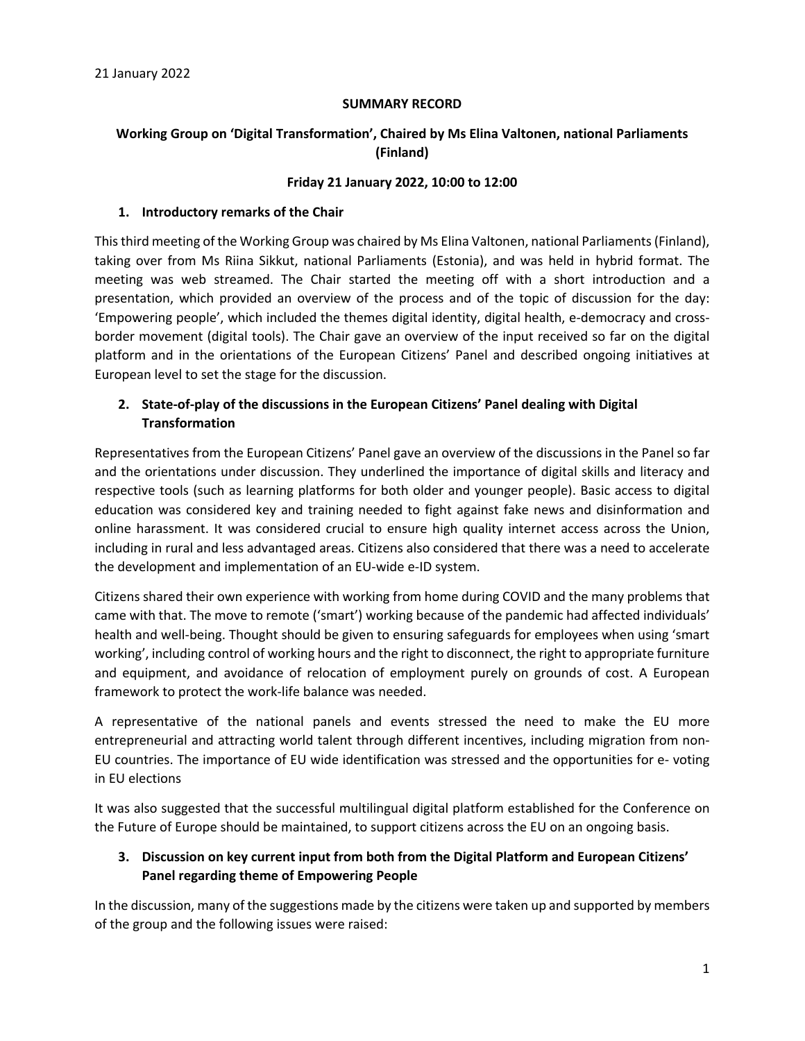21 January 2022

**SUMMARY RECORD**

**Working Group on 'Digital Transformation', Chaired by Ms Elina Valtonen, national Parliaments (Finland)**

**Friday 21 January 2022, 10:00 to 12:00**

## 1. Introductory remarks of the Chair

This third meeting of the Working Group was chaired by Ms Elina Valtonen, national Parliaments (Finland), taking over from Ms Riina Sikkut, national Parliaments (Estonia), and was held in hybrid format. The meeting was web streamed. The Chair started the meeting off with a short introduction and a presentation, which provided an overview of the process and of the topic of discussion for the day: 'Empowering people', which included the themes digital identity, digital health, e-democracy and cross-border movement (digital tools). The Chair gave an overview of the input received so far on the digital platform and in the orientations of the European Citizens' Panel and described ongoing initiatives at European level to set the stage for the discussion.

## 2. State-of-play of the discussions in the European Citizens' Panel dealing with Digital Transformation

Representatives from the European Citizens' Panel gave an overview of the discussions in the Panel so far and the orientations under discussion. They underlined the importance of digital skills and literacy and respective tools (such as learning platforms for both older and younger people). Basic access to digital education was considered key and training needed to fight against fake news and disinformation and online harassment. It was considered crucial to ensure high quality internet access across the Union, including in rural and less advantaged areas. Citizens also considered that there was a need to accelerate the development and implementation of an EU-wide e-ID system.

Citizens shared their own experience with working from home during COVID and the many problems that came with that. The move to remote ('smart') working because of the pandemic had affected individuals' health and well-being. Thought should be given to ensuring safeguards for employees when using 'smart working', including control of working hours and the right to disconnect, the right to appropriate furniture and equipment, and avoidance of relocation of employment purely on grounds of cost. A European framework to protect the work-life balance was needed.

A representative of the national panels and events stressed the need to make the EU more entrepreneurial and attracting world talent through different incentives, including migration from non-EU countries. The importance of EU wide identification was stressed and the opportunities for e- voting in EU elections

It was also suggested that the successful multilingual digital platform established for the Conference on the Future of Europe should be maintained, to support citizens across the EU on an ongoing basis.

## 3. Discussion on key current input from both from the Digital Platform and European Citizens' Panel regarding theme of Empowering People

In the discussion, many of the suggestions made by the citizens were taken up and supported by members of the group and the following issues were raised: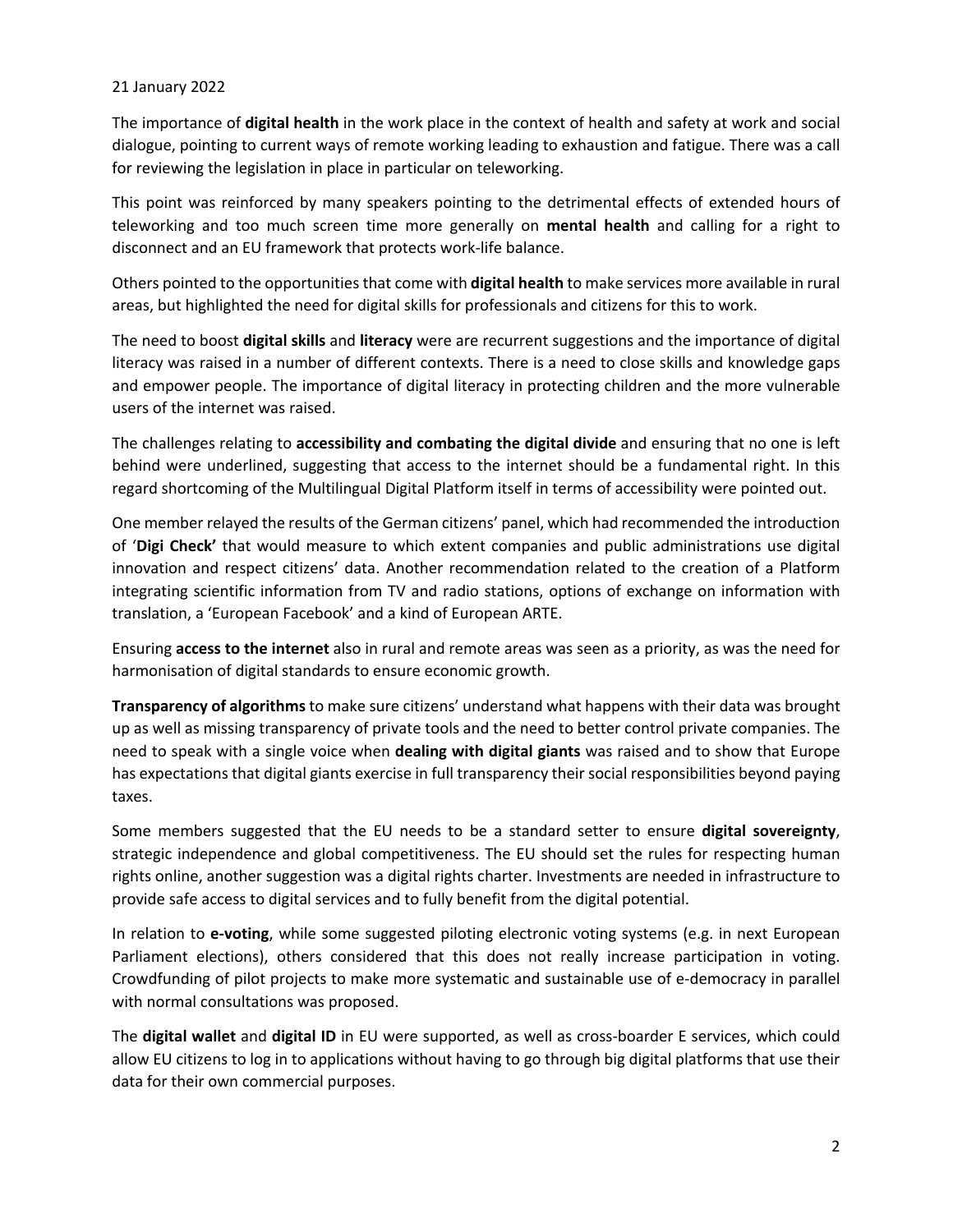21 January 2022

The importance of **digital health** in the work place in the context of health and safety at work and social dialogue, pointing to current ways of remote working leading to exhaustion and fatigue. There was a call for reviewing the legislation in place in particular on teleworking.

This point was reinforced by many speakers pointing to the detrimental effects of extended hours of teleworking and too much screen time more generally on **mental health** and calling for a right to disconnect and an EU framework that protects work-life balance.

Others pointed to the opportunities that come with **digital health** to make services more available in rural areas, but highlighted the need for digital skills for professionals and citizens for this to work.

The need to boost **digital skills** and **literacy** were are recurrent suggestions and the importance of digital literacy was raised in a number of different contexts. There is a need to close skills and knowledge gaps and empower people. The importance of digital literacy in protecting children and the more vulnerable users of the internet was raised.

The challenges relating to **accessibility and combating the digital divide** and ensuring that no one is left behind were underlined, suggesting that access to the internet should be a fundamental right. In this regard shortcoming of the Multilingual Digital Platform itself in terms of accessibility were pointed out.

One member relayed the results of the German citizens' panel, which had recommended the introduction of '**Digi Check'** that would measure to which extent companies and public administrations use digital innovation and respect citizens' data. Another recommendation related to the creation of a Platform integrating scientific information from TV and radio stations, options of exchange on information with translation, a 'European Facebook' and a kind of European ARTE.

Ensuring **access to the internet** also in rural and remote areas was seen as a priority, as was the need for harmonisation of digital standards to ensure economic growth.

**Transparency of algorithms** to make sure citizens' understand what happens with their data was brought up as well as missing transparency of private tools and the need to better control private companies. The need to speak with a single voice when **dealing with digital giants** was raised and to show that Europe has expectations that digital giants exercise in full transparency their social responsibilities beyond paying taxes.

Some members suggested that the EU needs to be a standard setter to ensure **digital sovereignty**, strategic independence and global competitiveness. The EU should set the rules for respecting human rights online, another suggestion was a digital rights charter. Investments are needed in infrastructure to provide safe access to digital services and to fully benefit from the digital potential.

In relation to **e-voting**, while some suggested piloting electronic voting systems (e.g. in next European Parliament elections), others considered that this does not really increase participation in voting. Crowdfunding of pilot projects to make more systematic and sustainable use of e-democracy in parallel with normal consultations was proposed.

The **digital wallet** and **digital ID** in EU were supported, as well as cross-boarder E services, which could allow EU citizens to log in to applications without having to go through big digital platforms that use their data for their own commercial purposes.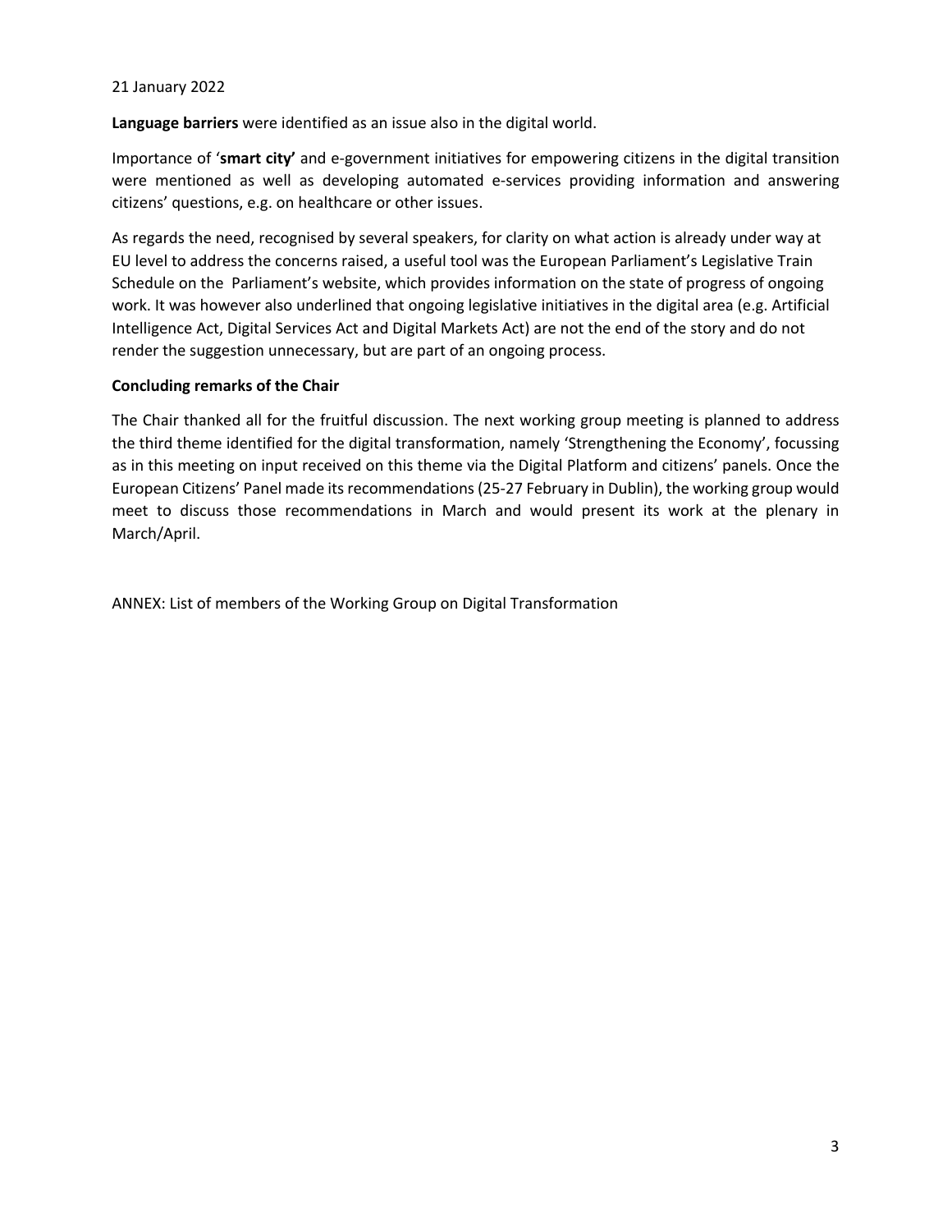21 January 2022

**Language barriers** were identified as an issue also in the digital world.

Importance of '**smart city'** and e-government initiatives for empowering citizens in the digital transition were mentioned as well as developing automated e-services providing information and answering citizens' questions, e.g. on healthcare or other issues.

As regards the need, recognised by several speakers, for clarity on what action is already under way at EU level to address the concerns raised, a useful tool was the European Parliament's Legislative Train Schedule on the Parliament's website, which provides information on the state of progress of ongoing work. It was however also underlined that ongoing legislative initiatives in the digital area (e.g. Artificial Intelligence Act, Digital Services Act and Digital Markets Act) are not the end of the story and do not render the suggestion unnecessary, but are part of an ongoing process.

**Concluding remarks of the Chair**

The Chair thanked all for the fruitful discussion. The next working group meeting is planned to address the third theme identified for the digital transformation, namely 'Strengthening the Economy', focussing as in this meeting on input received on this theme via the Digital Platform and citizens' panels. Once the European Citizens' Panel made its recommendations (25-27 February in Dublin), the working group would meet to discuss those recommendations in March and would present its work at the plenary in March/April.

ANNEX: List of members of the Working Group on Digital Transformation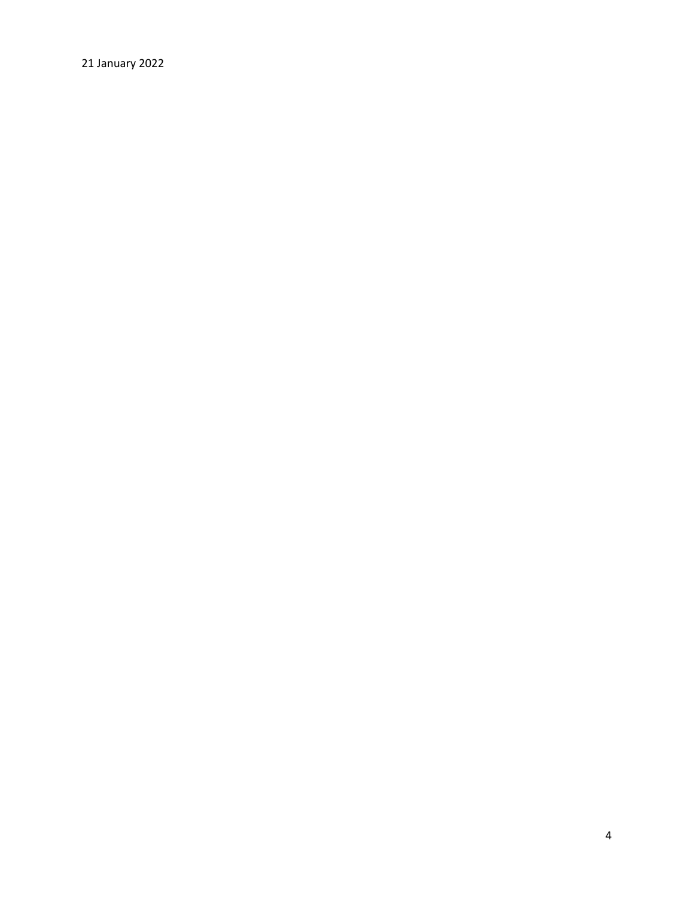21 January 2022